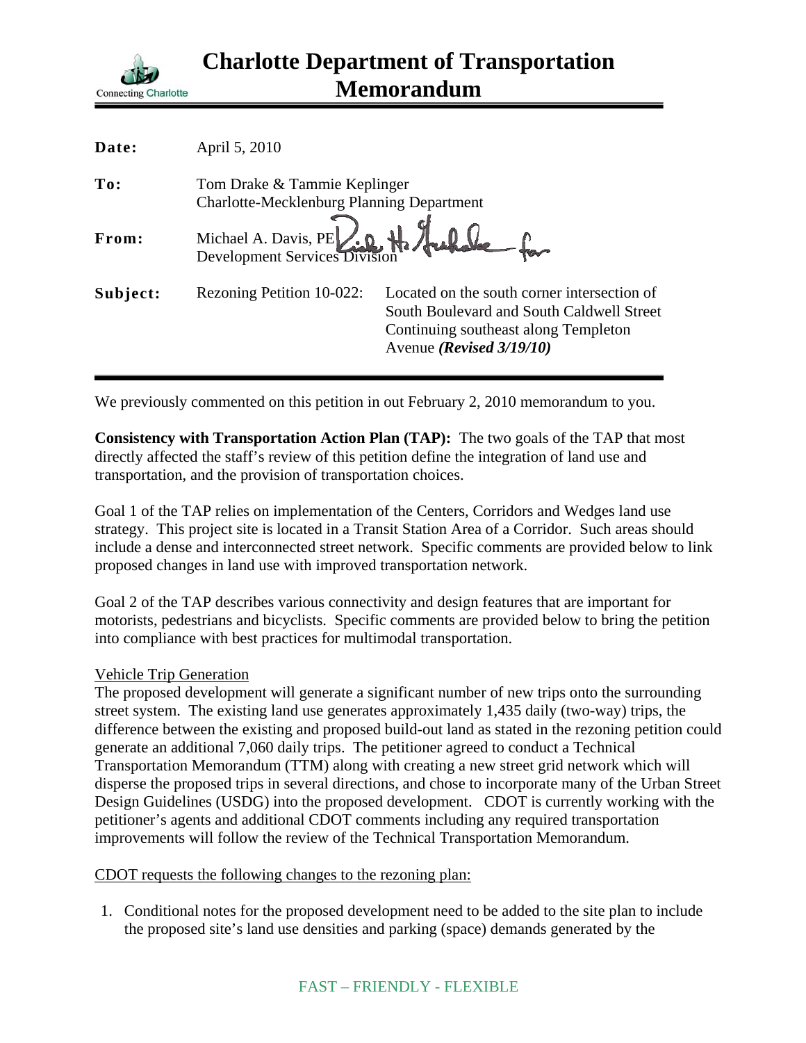# Charlotte Department of Transportation Memorandum

Connecting Charlotte

| | | |
|---|---|---|
| **Date:** | April 5, 2010 | |
| **To:** | Tom Drake & Tammie Keplinger<br>Charlotte-Mecklenburg Planning Department | |
| **From:** | Michael A. Davis, PE<br>Development Services Division | |
| **Subject:** | Rezoning Petition 10-022: | Located on the south corner intersection of South Boulevard and South Caldwell Street Continuing southeast along Templeton Avenue ***(Revised 3/19/10)*** |

We previously commented on this petition in out February 2, 2010 memorandum to you.

**Consistency with Transportation Action Plan (TAP):** The two goals of the TAP that most directly affected the staff's review of this petition define the integration of land use and transportation, and the provision of transportation choices.

Goal 1 of the TAP relies on implementation of the Centers, Corridors and Wedges land use strategy. This project site is located in a Transit Station Area of a Corridor. Such areas should include a dense and interconnected street network. Specific comments are provided below to link proposed changes in land use with improved transportation network.

Goal 2 of the TAP describes various connectivity and design features that are important for motorists, pedestrians and bicyclists. Specific comments are provided below to bring the petition into compliance with best practices for multimodal transportation.

Vehicle Trip Generation

The proposed development will generate a significant number of new trips onto the surrounding street system. The existing land use generates approximately 1,435 daily (two-way) trips, the difference between the existing and proposed build-out land as stated in the rezoning petition could generate an additional 7,060 daily trips. The petitioner agreed to conduct a Technical Transportation Memorandum (TTM) along with creating a new street grid network which will disperse the proposed trips in several directions, and chose to incorporate many of the Urban Street Design Guidelines (USDG) into the proposed development. CDOT is currently working with the petitioner's agents and additional CDOT comments including any required transportation improvements will follow the review of the Technical Transportation Memorandum.

CDOT requests the following changes to the rezoning plan:

1. Conditional notes for the proposed development need to be added to the site plan to include the proposed site's land use densities and parking (space) demands generated by the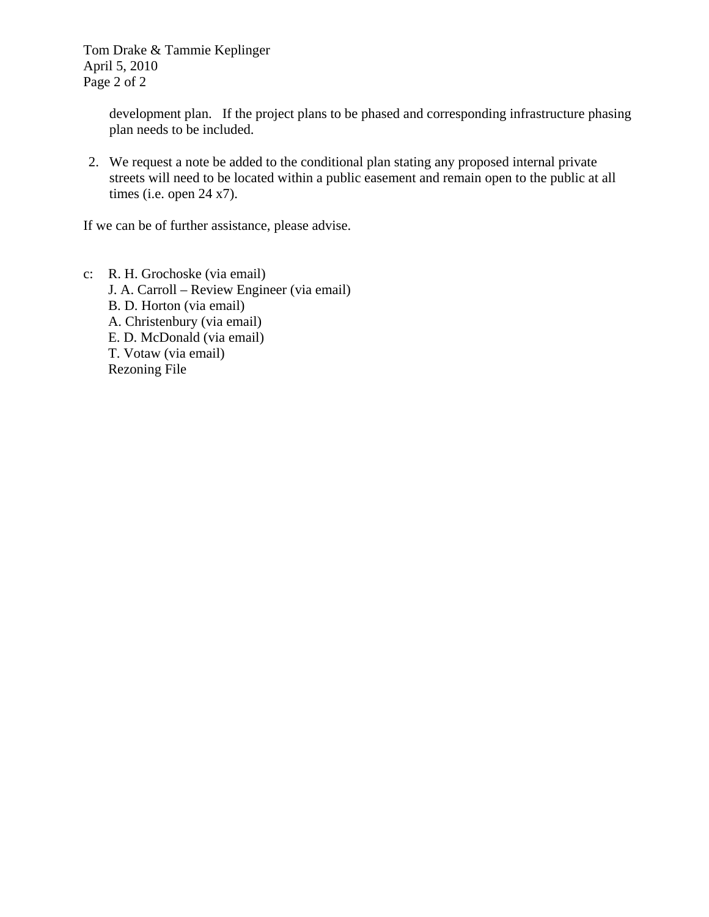development plan. If the project plans to be phased and corresponding infrastructure phasing plan needs to be included.

2. We request a note be added to the conditional plan stating any proposed internal private streets will need to be located within a public easement and remain open to the public at all times (i.e. open 24 x7).

If we can be of further assistance, please advise.

c: R. H. Grochoske (via email)  
J. A. Carroll – Review Engineer (via email)  
B. D. Horton (via email)  
A. Christenbury (via email)  
E. D. McDonald (via email)  
T. Votaw (via email)  
Rezoning File